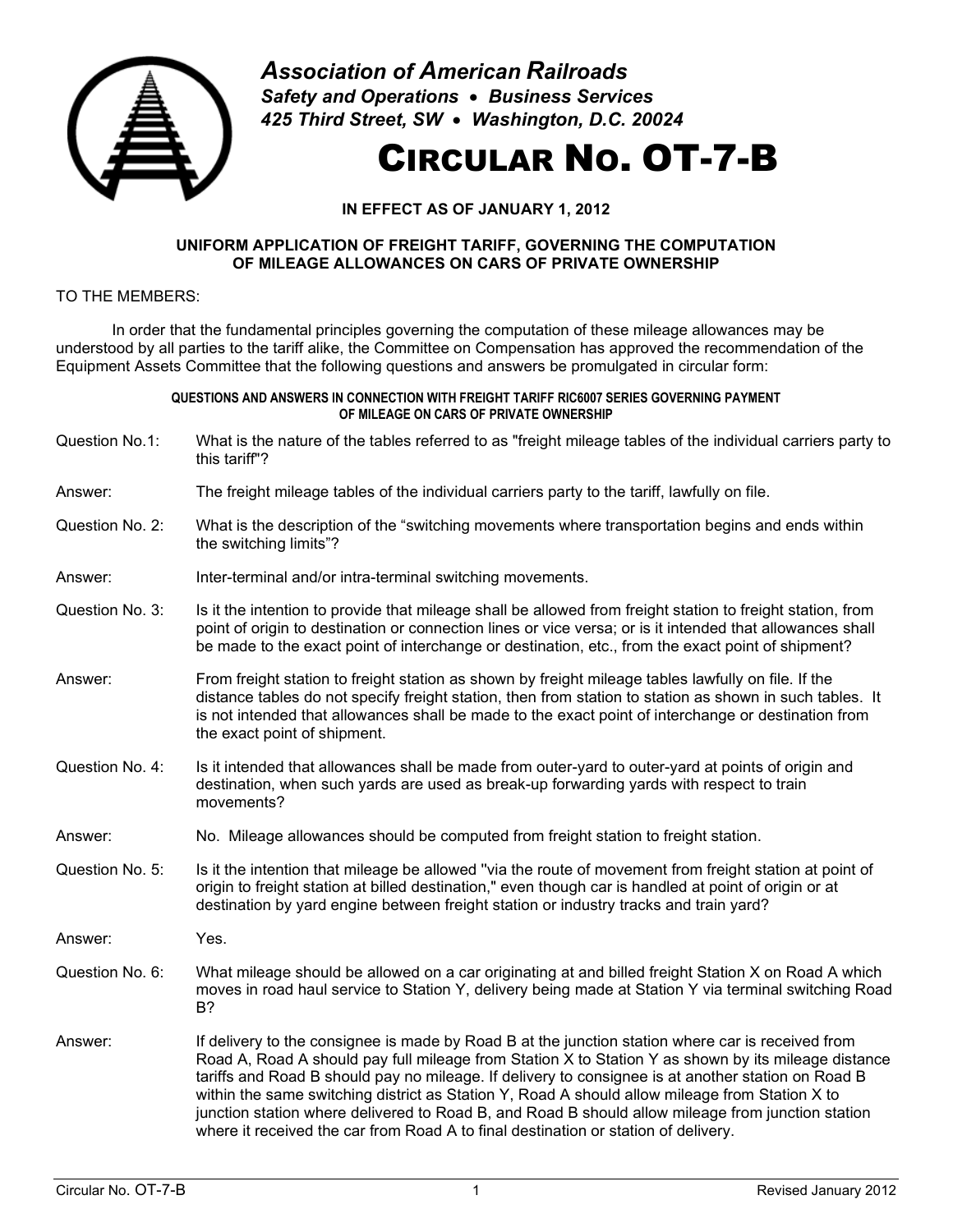***Association of American Railroads***
***Safety and Operations • Business Services***
***425 Third Street, SW • Washington, D.C. 20024***

# CIRCULAR NO. OT-7-B

**IN EFFECT AS OF JANUARY 1, 2012**

**UNIFORM APPLICATION OF FREIGHT TARIFF, GOVERNING THE COMPUTATION OF MILEAGE ALLOWANCES ON CARS OF PRIVATE OWNERSHIP**

TO THE MEMBERS:

In order that the fundamental principles governing the computation of these mileage allowances may be understood by all parties to the tariff alike, the Committee on Compensation has approved the recommendation of the Equipment Assets Committee that the following questions and answers be promulgated in circular form:

**QUESTIONS AND ANSWERS IN CONNECTION WITH FREIGHT TARIFF RIC6007 SERIES GOVERNING PAYMENT OF MILEAGE ON CARS OF PRIVATE OWNERSHIP**

Question No.1: What is the nature of the tables referred to as "freight mileage tables of the individual carriers party to this tariff"?

Answer: The freight mileage tables of the individual carriers party to the tariff, lawfully on file.

Question No. 2: What is the description of the “switching movements where transportation begins and ends within the switching limits”?

Answer: Inter-terminal and/or intra-terminal switching movements.

Question No. 3: Is it the intention to provide that mileage shall be allowed from freight station to freight station, from point of origin to destination or connection lines or vice versa; or is it intended that allowances shall be made to the exact point of interchange or destination, etc., from the exact point of shipment?

Answer: From freight station to freight station as shown by freight mileage tables lawfully on file. If the distance tables do not specify freight station, then from station to station as shown in such tables. It is not intended that allowances shall be made to the exact point of interchange or destination from the exact point of shipment.

Question No. 4: Is it intended that allowances shall be made from outer-yard to outer-yard at points of origin and destination, when such yards are used as break-up forwarding yards with respect to train movements?

Answer: No. Mileage allowances should be computed from freight station to freight station.

Question No. 5: Is it the intention that mileage be allowed "via the route of movement from freight station at point of origin to freight station at billed destination," even though car is handled at point of origin or at destination by yard engine between freight station or industry tracks and train yard?

Answer: Yes.

Question No. 6: What mileage should be allowed on a car originating at and billed freight Station X on Road A which moves in road haul service to Station Y, delivery being made at Station Y via terminal switching Road B?

Answer: If delivery to the consignee is made by Road B at the junction station where car is received from Road A, Road A should pay full mileage from Station X to Station Y as shown by its mileage distance tariffs and Road B should pay no mileage. If delivery to consignee is at another station on Road B within the same switching district as Station Y, Road A should allow mileage from Station X to junction station where delivered to Road B, and Road B should allow mileage from junction station where it received the car from Road A to final destination or station of delivery.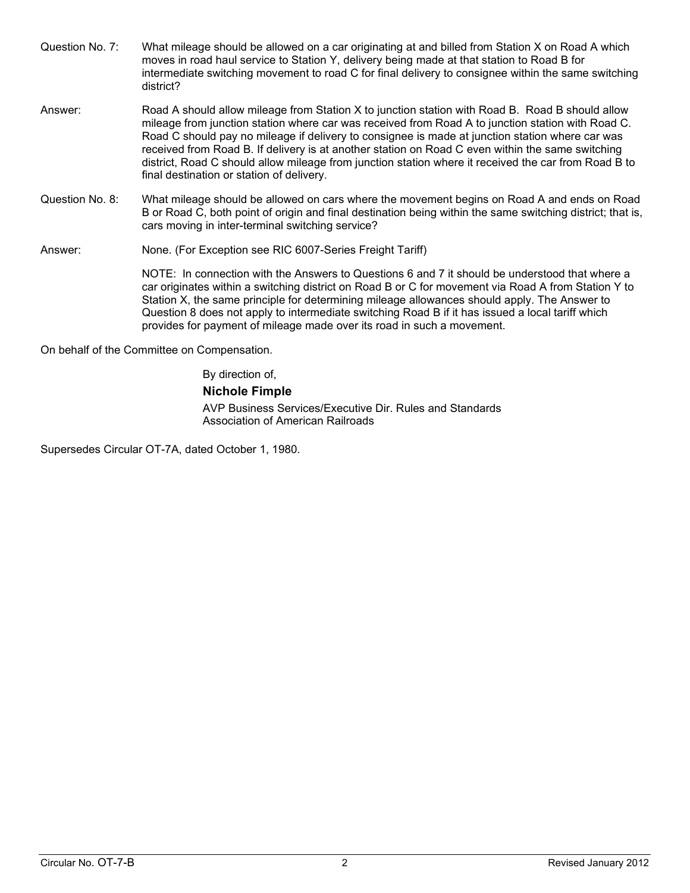Question No. 7: What mileage should be allowed on a car originating at and billed from Station X on Road A which moves in road haul service to Station Y, delivery being made at that station to Road B for intermediate switching movement to road C for final delivery to consignee within the same switching district?

Answer: Road A should allow mileage from Station X to junction station with Road B. Road B should allow mileage from junction station where car was received from Road A to junction station with Road C. Road C should pay no mileage if delivery to consignee is made at junction station where car was received from Road B. If delivery is at another station on Road C even within the same switching district, Road C should allow mileage from junction station where it received the car from Road B to final destination or station of delivery.

Question No. 8: What mileage should be allowed on cars where the movement begins on Road A and ends on Road B or Road C, both point of origin and final destination being within the same switching district; that is, cars moving in inter-terminal switching service?

Answer: None. (For Exception see RIC 6007-Series Freight Tariff)

NOTE: In connection with the Answers to Questions 6 and 7 it should be understood that where a car originates within a switching district on Road B or C for movement via Road A from Station Y to Station X, the same principle for determining mileage allowances should apply. The Answer to Question 8 does not apply to intermediate switching Road B if it has issued a local tariff which provides for payment of mileage made over its road in such a movement.

On behalf of the Committee on Compensation.

By direction of,

**Nichole Fimple**

AVP Business Services/Executive Dir. Rules and Standards
Association of American Railroads

Supersedes Circular OT-7A, dated October 1, 1980.